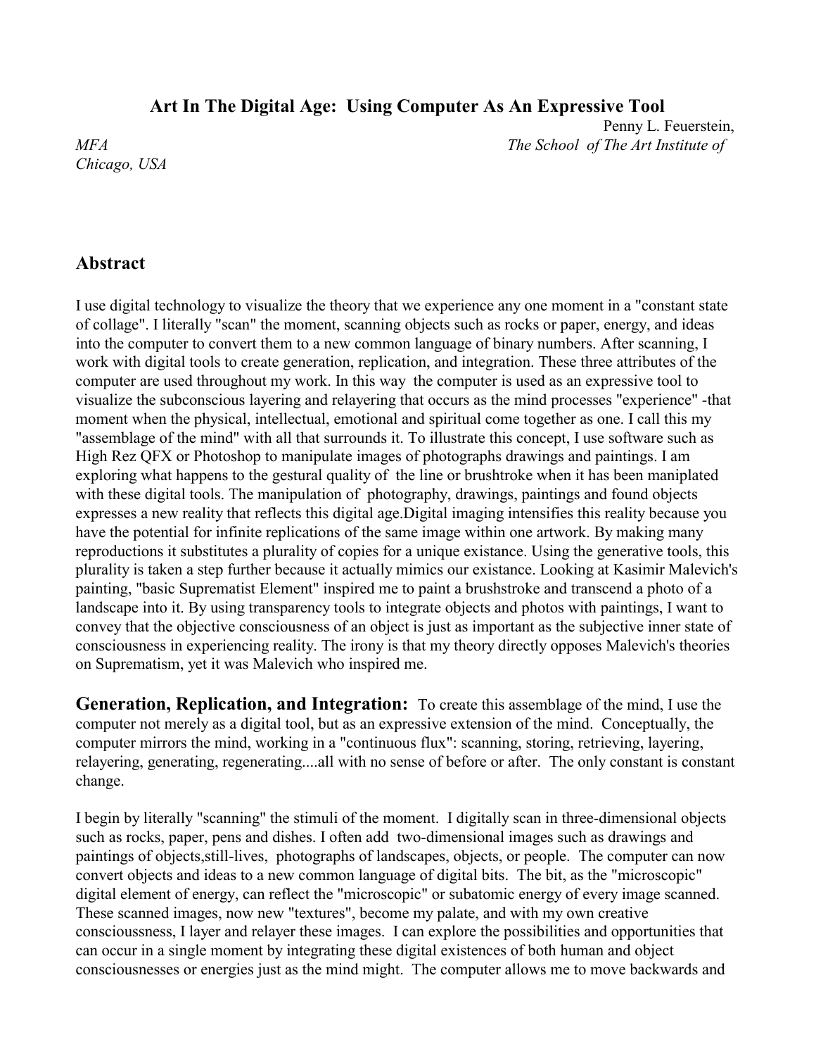# Art In The Digital Age: Using Computer As An Expressive Tool

Penny L. Feuerstein, *MFA* *The School of The Art Institute of Chicago, USA*

## Abstract

I use digital technology to visualize the theory that we experience any one moment in a "constant state of collage". I literally "scan" the moment, scanning objects such as rocks or paper, energy, and ideas into the computer to convert them to a new common language of binary numbers. After scanning, I work with digital tools to create generation, replication, and integration. These three attributes of the computer are used throughout my work. In this way the computer is used as an expressive tool to visualize the subconscious layering and relayering that occurs as the mind processes "experience" -that moment when the physical, intellectual, emotional and spiritual come together as one. I call this my "assemblage of the mind" with all that surrounds it. To illustrate this concept, I use software such as High Rez QFX or Photoshop to manipulate images of photographs drawings and paintings. I am exploring what happens to the gestural quality of the line or brushtroke when it has been maniplated with these digital tools. The manipulation of photography, drawings, paintings and found objects expresses a new reality that reflects this digital age.Digital imaging intensifies this reality because you have the potential for infinite replications of the same image within one artwork. By making many reproductions it substitutes a plurality of copies for a unique existance. Using the generative tools, this plurality is taken a step further because it actually mimics our existance. Looking at Kasimir Malevich's painting, "basic Suprematist Element" inspired me to paint a brushstroke and transcend a photo of a landscape into it. By using transparency tools to integrate objects and photos with paintings, I want to convey that the objective consciousness of an object is just as important as the subjective inner state of consciousness in experiencing reality. The irony is that my theory directly opposes Malevich's theories on Suprematism, yet it was Malevich who inspired me.

**Generation, Replication, and Integration:** To create this assemblage of the mind, I use the computer not merely as a digital tool, but as an expressive extension of the mind. Conceptually, the computer mirrors the mind, working in a "continuous flux": scanning, storing, retrieving, layering, relayering, generating, regenerating....all with no sense of before or after. The only constant is constant change.

I begin by literally "scanning" the stimuli of the moment. I digitally scan in three-dimensional objects such as rocks, paper, pens and dishes. I often add two-dimensional images such as drawings and paintings of objects,still-lives, photographs of landscapes, objects, or people. The computer can now convert objects and ideas to a new common language of digital bits. The bit, as the "microscopic" digital element of energy, can reflect the "microscopic" or subatomic energy of every image scanned. These scanned images, now new "textures", become my palate, and with my own creative conscioussness, I layer and relayer these images. I can explore the possibilities and opportunities that can occur in a single moment by integrating these digital existences of both human and object consciousnesses or energies just as the mind might. The computer allows me to move backwards and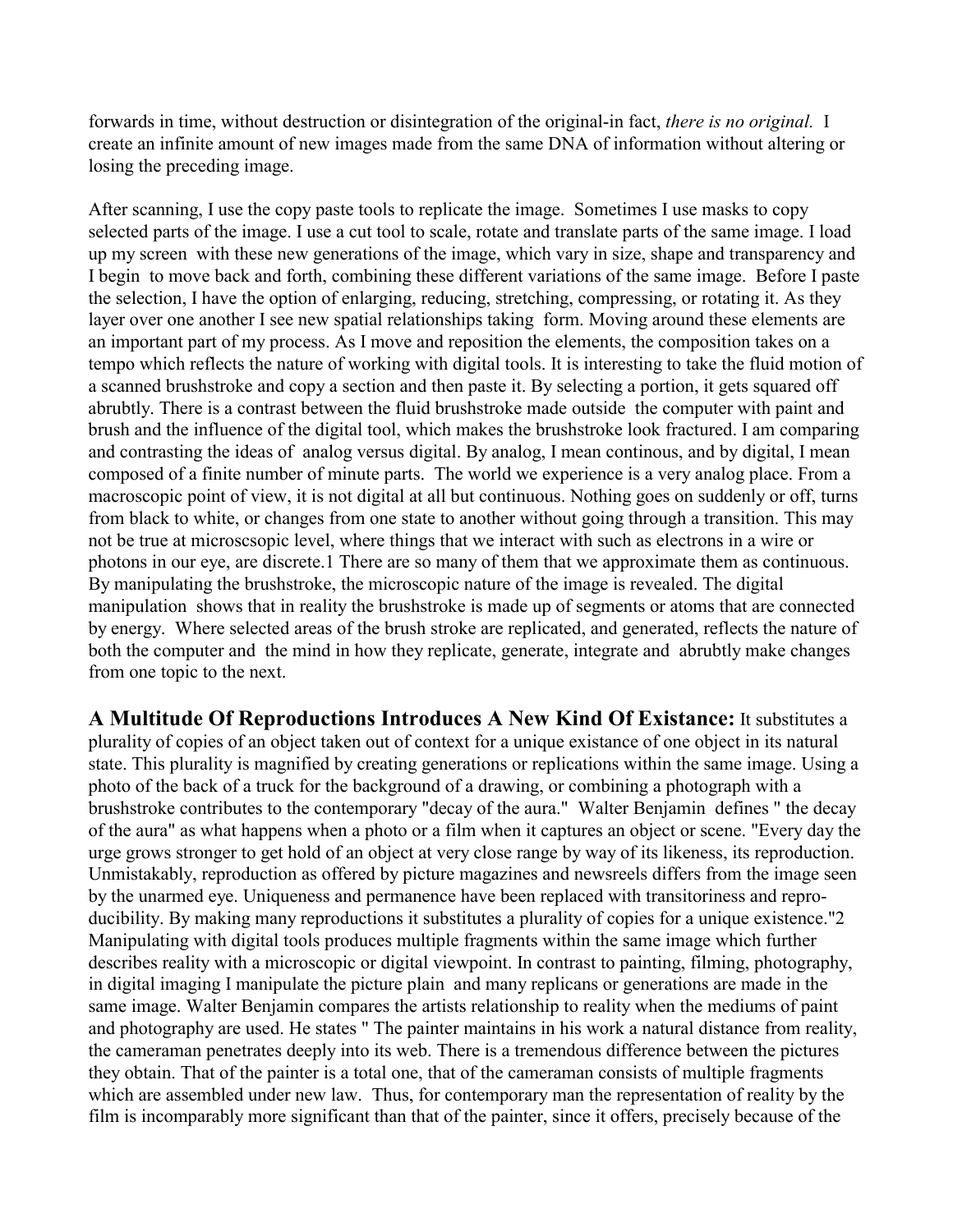forwards in time, without destruction or disintegration of the original-in fact, *there is no original.* I create an infinite amount of new images made from the same DNA of information without altering or losing the preceding image.

After scanning, I use the copy paste tools to replicate the image. Sometimes I use masks to copy selected parts of the image. I use a cut tool to scale, rotate and translate parts of the same image. I load up my screen with these new generations of the image, which vary in size, shape and transparency and I begin to move back and forth, combining these different variations of the same image. Before I paste the selection, I have the option of enlarging, reducing, stretching, compressing, or rotating it. As they layer over one another I see new spatial relationships taking form. Moving around these elements are an important part of my process. As I move and reposition the elements, the composition takes on a tempo which reflects the nature of working with digital tools. It is interesting to take the fluid motion of a scanned brushstroke and copy a section and then paste it. By selecting a portion, it gets squared off abruptly. There is a contrast between the fluid brushstroke made outside the computer with paint and brush and the influence of the digital tool, which makes the brushstroke look fractured. I am comparing and contrasting the ideas of analog versus digital. By analog, I mean continous, and by digital, I mean composed of a finite number of minute parts. The world we experience is a very analog place. From a macroscopic point of view, it is not digital at all but continuous. Nothing goes on suddenly or off, turns from black to white, or changes from one state to another without going through a transition. This may not be true at microscsopic level, where things that we interact with such as electrons in a wire or photons in our eye, are discrete.1 There are so many of them that we approximate them as continuous. By manipulating the brushstroke, the microscopic nature of the image is revealed. The digital manipulation shows that in reality the brushstroke is made up of segments or atoms that are connected by energy. Where selected areas of the brush stroke are replicated, and generated, reflects the nature of both the computer and the mind in how they replicate, generate, integrate and abrubtly make changes from one topic to the next.

**A Multitude Of Reproductions Introduces A New Kind Of Existance:** It substitutes a plurality of copies of an object taken out of context for a unique existance of one object in its natural state. This plurality is magnified by creating generations or replications within the same image. Using a photo of the back of a truck for the background of a drawing, or combining a photograph with a brushstroke contributes to the contemporary "decay of the aura." Walter Benjamin defines " the decay of the aura" as what happens when a photo or a film when it captures an object or scene. "Every day the urge grows stronger to get hold of an object at very close range by way of its likeness, its reproduction. Unmistakably, reproduction as offered by picture magazines and newsreels differs from the image seen by the unarmed eye. Uniqueness and permanence have been replaced with transitoriness and reproducibility. By making many reproductions it substitutes a plurality of copies for a unique existence."2 Manipulating with digital tools produces multiple fragments within the same image which further describes reality with a microscopic or digital viewpoint. In contrast to painting, filming, photography, in digital imaging I manipulate the picture plain and many replicans or generations are made in the same image. Walter Benjamin compares the artists relationship to reality when the mediums of paint and photography are used. He states " The painter maintains in his work a natural distance from reality, the cameraman penetrates deeply into its web. There is a tremendous difference between the pictures they obtain. That of the painter is a total one, that of the cameraman consists of multiple fragments which are assembled under new law. Thus, for contemporary man the representation of reality by the film is incomparably more significant than that of the painter, since it offers, precisely because of the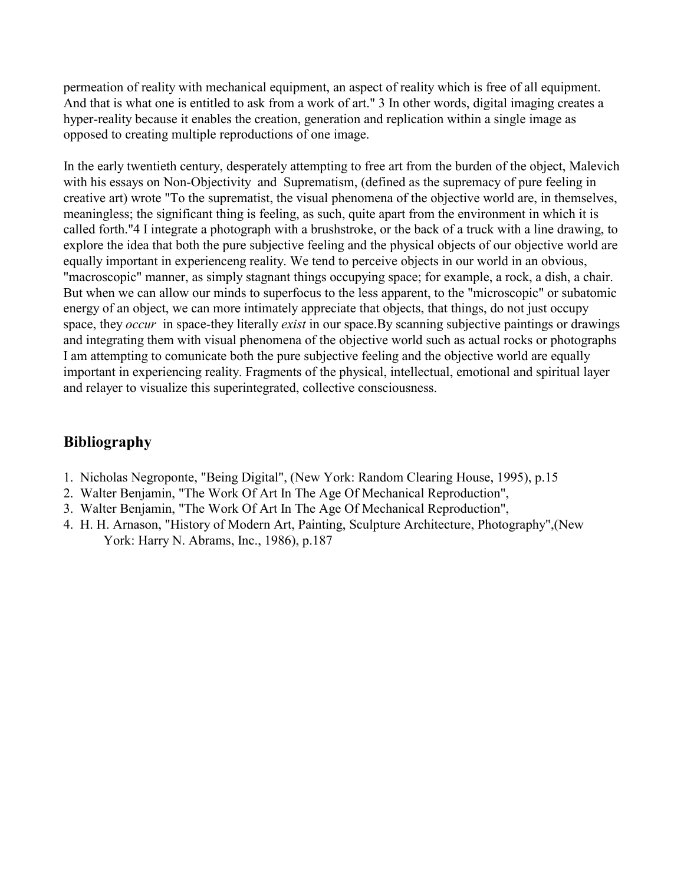permeation of reality with mechanical equipment, an aspect of reality which is free of all equipment. And that is what one is entitled to ask from a work of art." 3 In other words, digital imaging creates a hyper-reality because it enables the creation, generation and replication within a single image as opposed to creating multiple reproductions of one image.

In the early twentieth century, desperately attempting to free art from the burden of the object, Malevich with his essays on Non-Objectivity and Suprematism, (defined as the supremacy of pure feeling in creative art) wrote "To the suprematist, the visual phenomena of the objective world are, in themselves, meaningless; the significant thing is feeling, as such, quite apart from the environment in which it is called forth."4 I integrate a photograph with a brushstroke, or the back of a truck with a line drawing, to explore the idea that both the pure subjective feeling and the physical objects of our objective world are equally important in experienceng reality. We tend to perceive objects in our world in an obvious, "macroscopic" manner, as simply stagnant things occupying space; for example, a rock, a dish, a chair. But when we can allow our minds to superfocus to the less apparent, to the "microscopic" or subatomic energy of an object, we can more intimately appreciate that objects, that things, do not just occupy space, they *occur* in space-they literally *exist* in our space.By scanning subjective paintings or drawings and integrating them with visual phenomena of the objective world such as actual rocks or photographs I am attempting to comunicate both the pure subjective feeling and the objective world are equally important in experiencing reality. Fragments of the physical, intellectual, emotional and spiritual layer and relayer to visualize this superintegrated, collective consciousness.

## Bibliography

1. Nicholas Negroponte, "Being Digital", (New York: Random Clearing House, 1995), p.15
2. Walter Benjamin, "The Work Of Art In The Age Of Mechanical Reproduction",
3. Walter Benjamin, "The Work Of Art In The Age Of Mechanical Reproduction",
4. H. H. Arnason, "History of Modern Art, Painting, Sculpture Architecture, Photography",(New York: Harry N. Abrams, Inc., 1986), p.187